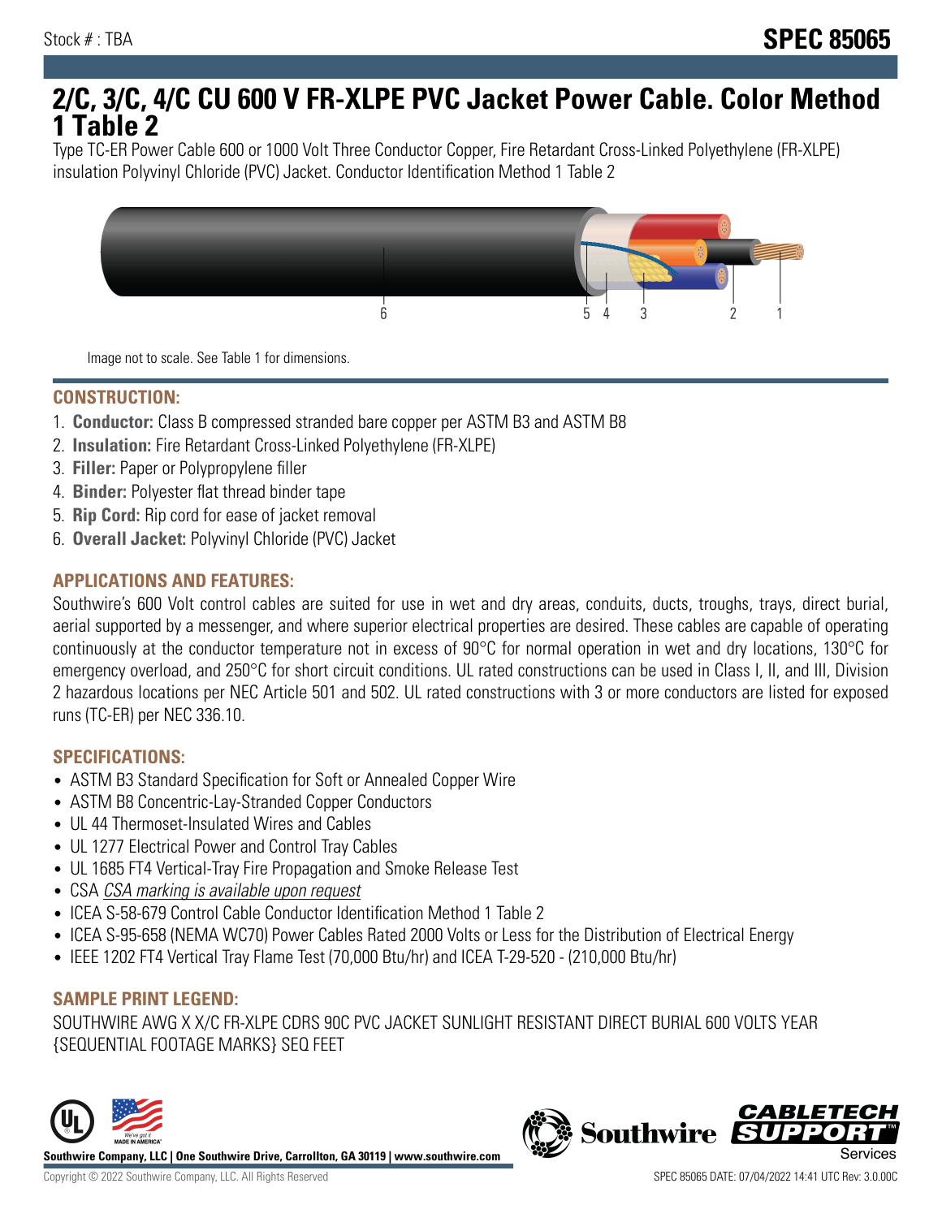Stock # : TBA

# SPEC 85065

## 2/C, 3/C, 4/C CU 600 V FR-XLPE PVC Jacket Power Cable. Color Method 1 Table 2

Type TC-ER Power Cable 600 or 1000 Volt Three Conductor Copper, Fire Retardant Cross-Linked Polyethylene (FR-XLPE) insulation Polyvinyl Chloride (PVC) Jacket. Conductor Identification Method 1 Table 2

Image not to scale. See Table 1 for dimensions.

### CONSTRUCTION:

1. **Conductor:** Class B compressed stranded bare copper per ASTM B3 and ASTM B8
2. **Insulation:** Fire Retardant Cross-Linked Polyethylene (FR-XLPE)
3. **Filler:** Paper or Polypropylene filler
4. **Binder:** Polyester flat thread binder tape
5. **Rip Cord:** Rip cord for ease of jacket removal
6. **Overall Jacket:** Polyvinyl Chloride (PVC) Jacket

### APPLICATIONS AND FEATURES:

Southwire's 600 Volt control cables are suited for use in wet and dry areas, conduits, ducts, troughs, trays, direct burial, aerial supported by a messenger, and where superior electrical properties are desired. These cables are capable of operating continuously at the conductor temperature not in excess of 90°C for normal operation in wet and dry locations, 130°C for emergency overload, and 250°C for short circuit conditions. UL rated constructions can be used in Class I, II, and III, Division 2 hazardous locations per NEC Article 501 and 502. UL rated constructions with 3 or more conductors are listed for exposed runs (TC-ER) per NEC 336.10.

### SPECIFICATIONS:

- ASTM B3 Standard Specification for Soft or Annealed Copper Wire
- ASTM B8 Concentric-Lay-Stranded Copper Conductors
- UL 44 Thermoset-Insulated Wires and Cables
- UL 1277 Electrical Power and Control Tray Cables
- UL 1685 FT4 Vertical-Tray Fire Propagation and Smoke Release Test
- CSA *CSA marking is available upon request*
- ICEA S-58-679 Control Cable Conductor Identification Method 1 Table 2
- ICEA S-95-658 (NEMA WC70) Power Cables Rated 2000 Volts or Less for the Distribution of Electrical Energy
- IEEE 1202 FT4 Vertical Tray Flame Test (70,000 Btu/hr) and ICEA T-29-520 - (210,000 Btu/hr)

### SAMPLE PRINT LEGEND:

SOUTHWIRE AWG X X/C FR-XLPE CDRS 90C PVC JACKET SUNLIGHT RESISTANT DIRECT BURIAL 600 VOLTS YEAR {SEQUENTIAL FOOTAGE MARKS} SEQ FEET

**Southwire Company, LLC | One Southwire Drive, Carrollton, GA 30119 | www.southwire.com**

Copyright © 2022 Southwire Company, LLC. All Rights Reserved

SPEC 85065 DATE: 07/04/2022 14:41 UTC Rev: 3.0.00C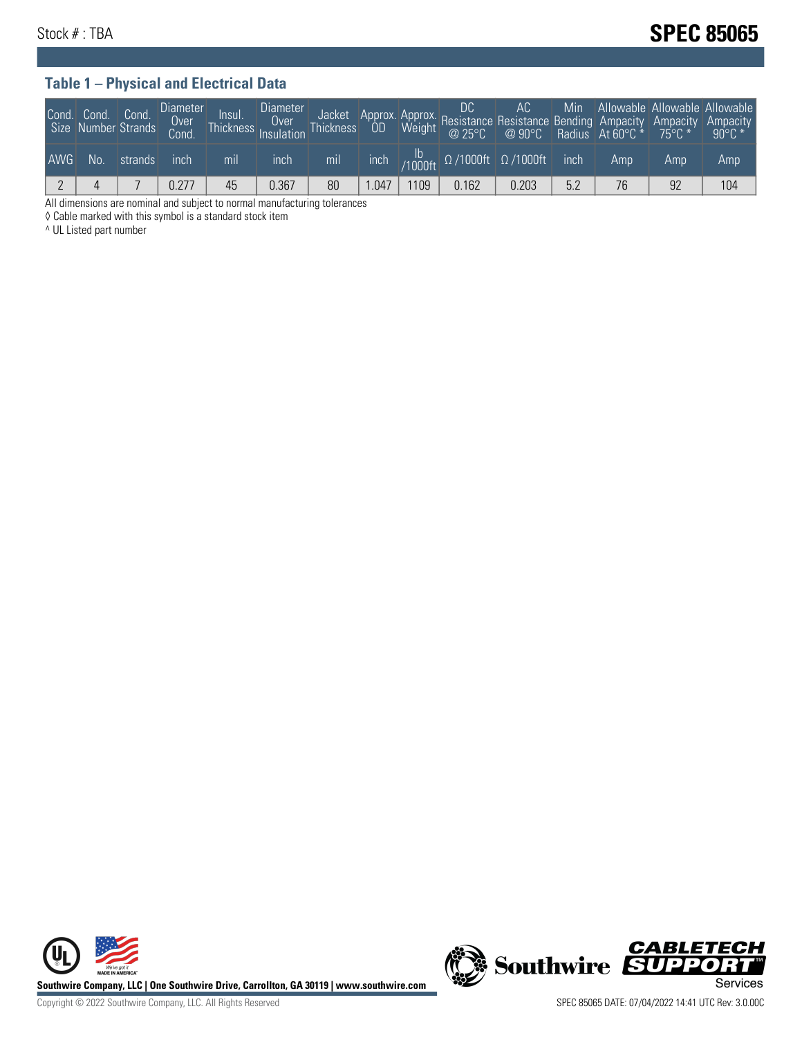Stock # : TBA

# SPEC 85065

## Table 1 – Physical and Electrical Data

| Cond. Size | Cond. Number | Cond. Strands | Diameter Over Cond. | Insul. Thickness | Diameter Over Insulation | Jacket Thickness | Approx. OD | Approx. Weight | DC Resistance @ 25°C | AC Resistance @ 90°C | Min Bending Radius | Allowable Ampacity At 60°C * | Allowable Ampacity 75°C * | Allowable Ampacity 90°C * |
|---|---|---|---|---|---|---|---|---|---|---|---|---|---|---|
| AWG | No. | strands | inch | mil | inch | mil | inch | lb /1000ft | Ω /1000ft | Ω /1000ft | inch | Amp | Amp | Amp |
| 2 | 4 | 7 | 0.277 | 45 | 0.367 | 80 | 1.047 | 1109 | 0.162 | 0.203 | 5.2 | 76 | 92 | 104 |

All dimensions are nominal and subject to normal manufacturing tolerances

◊ Cable marked with this symbol is a standard stock item

^ UL Listed part number

Southwire Company, LLC | One Southwire Drive, Carrollton, GA 30119 | www.southwire.com

Copyright © 2022 Southwire Company, LLC. All Rights Reserved

SPEC 85065 DATE: 07/04/2022 14:41 UTC Rev: 3.0.00C